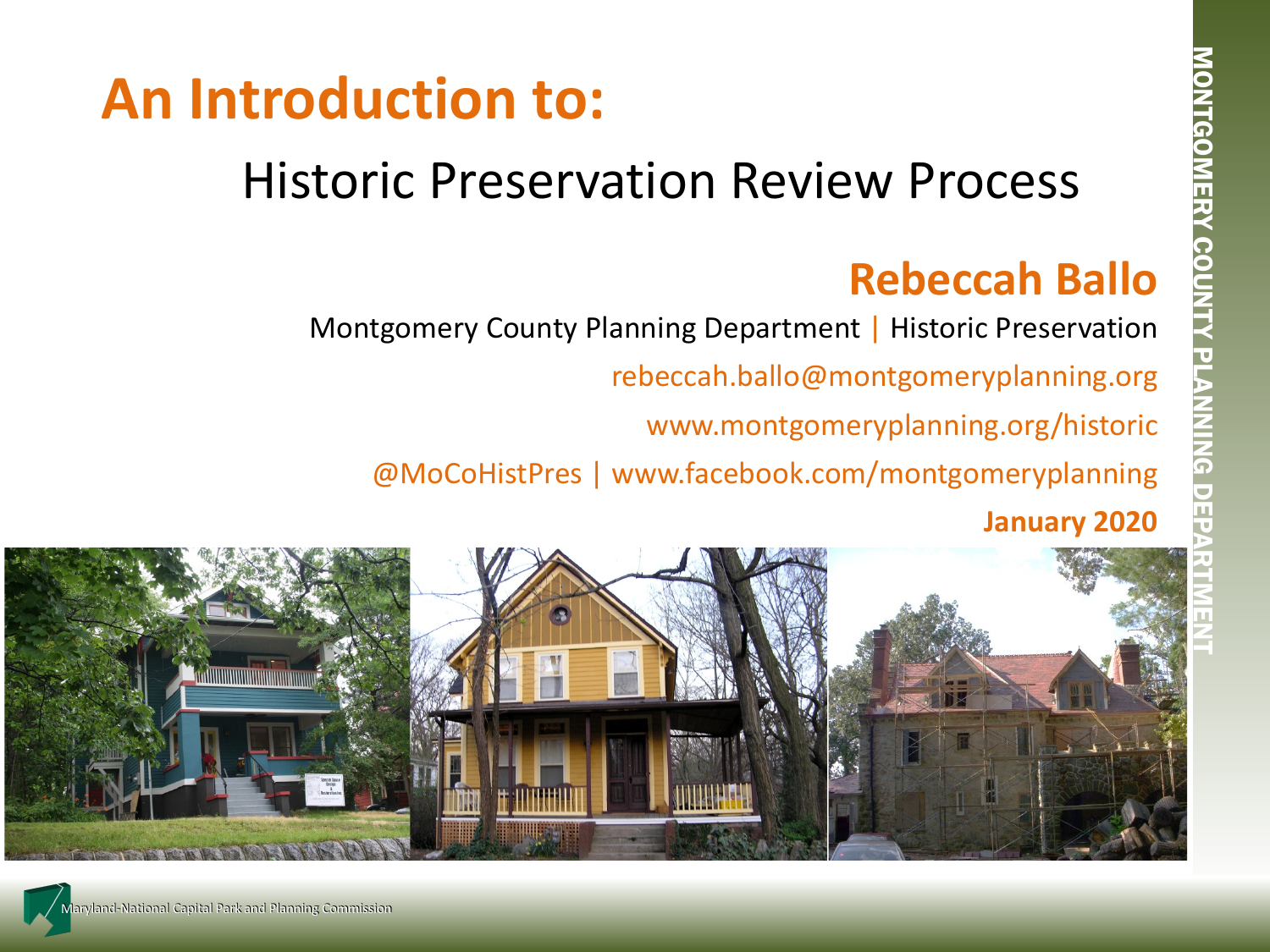# An Introduction to:

## Historic Preservation Review Process

**Rebeccah Ballo**

Montgomery County Planning Department | Historic Preservation

rebeccah.ballo@montgomeryplanning.org

www.montgomeryplanning.org/historic

@MoCoHistPres | www.facebook.com/montgomeryplanning

**January 2020**

MONTGOMERY COUNTY PLANNING DEPARTMENT

Maryland-National Capital Park and Planning Commission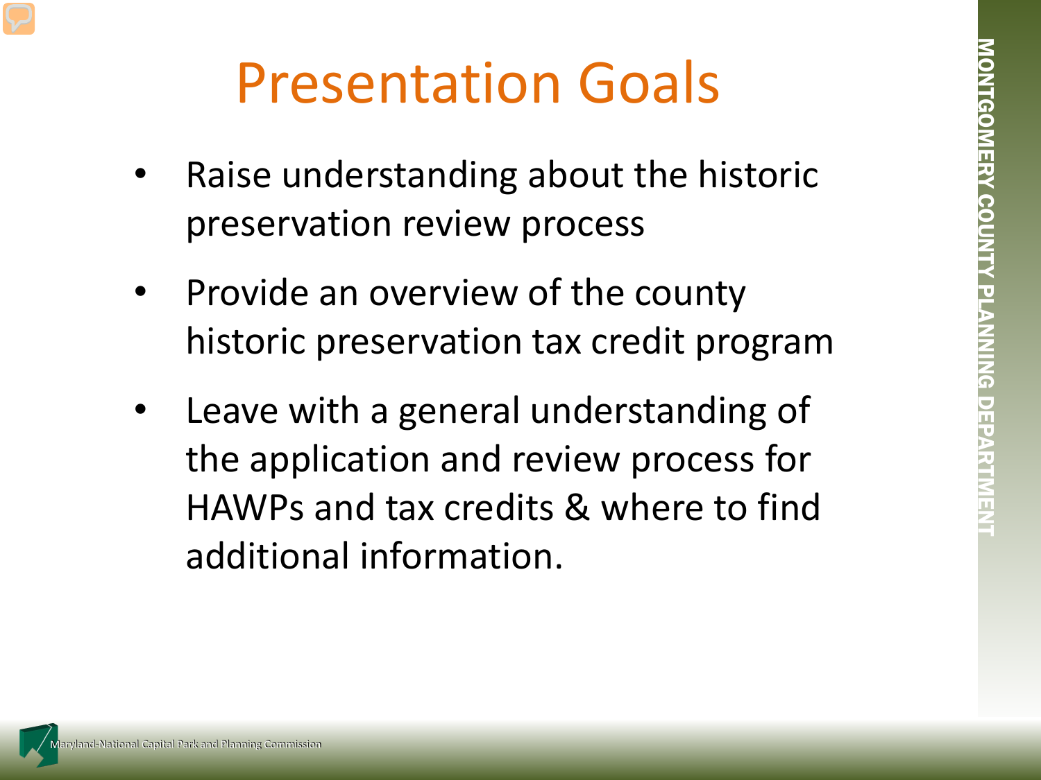# Presentation Goals

- Raise understanding about the historic preservation review process
- Provide an overview of the county historic preservation tax credit program
- Leave with a general understanding of the application and review process for HAWPs and tax credits & where to find additional information.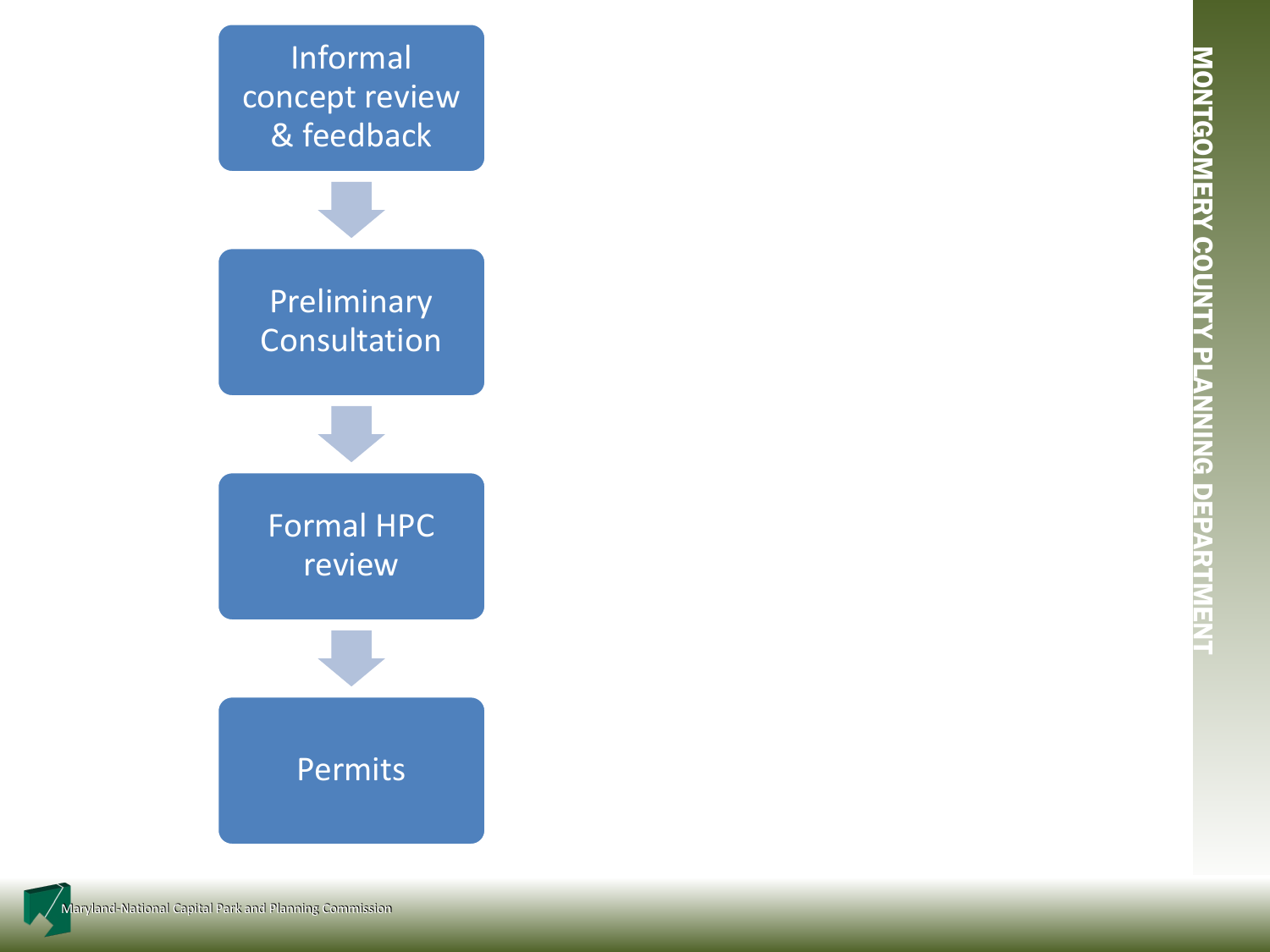Informal concept review & feedback

↓

Preliminary Consultation

↓

Formal HPC review

↓

Permits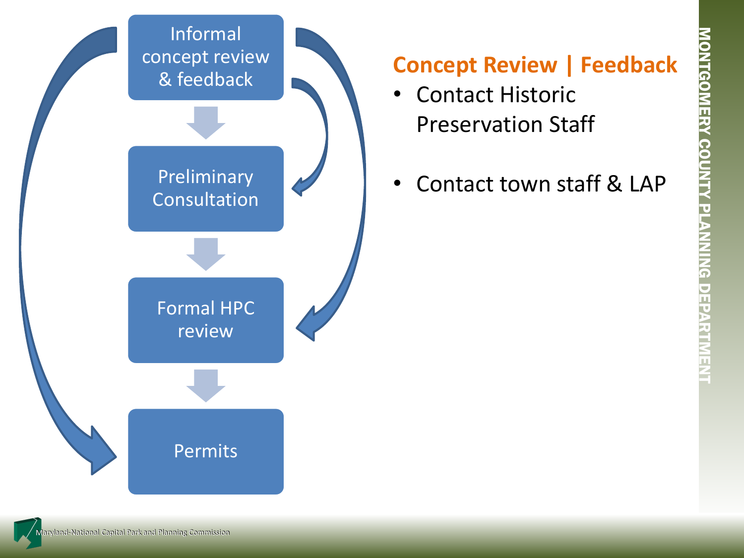Informal concept review & feedback

Preliminary Consultation

Formal HPC review

Permits

## Concept Review | Feedback

- Contact Historic Preservation Staff
- Contact town staff & LAP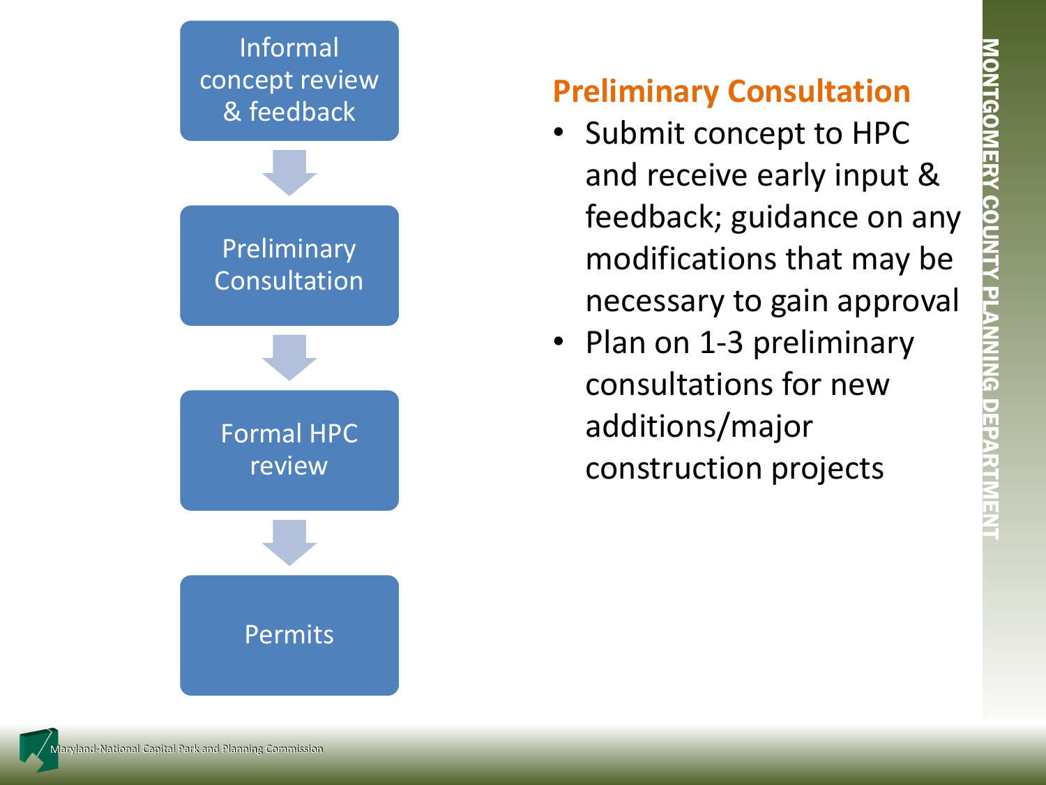- Informal concept review & feedback
- Preliminary Consultation
- Formal HPC review
- Permits

## Preliminary Consultation

- Submit concept to HPC and receive early input & feedback; guidance on any modifications that may be necessary to gain approval
- Plan on 1-3 preliminary consultations for new additions/major construction projects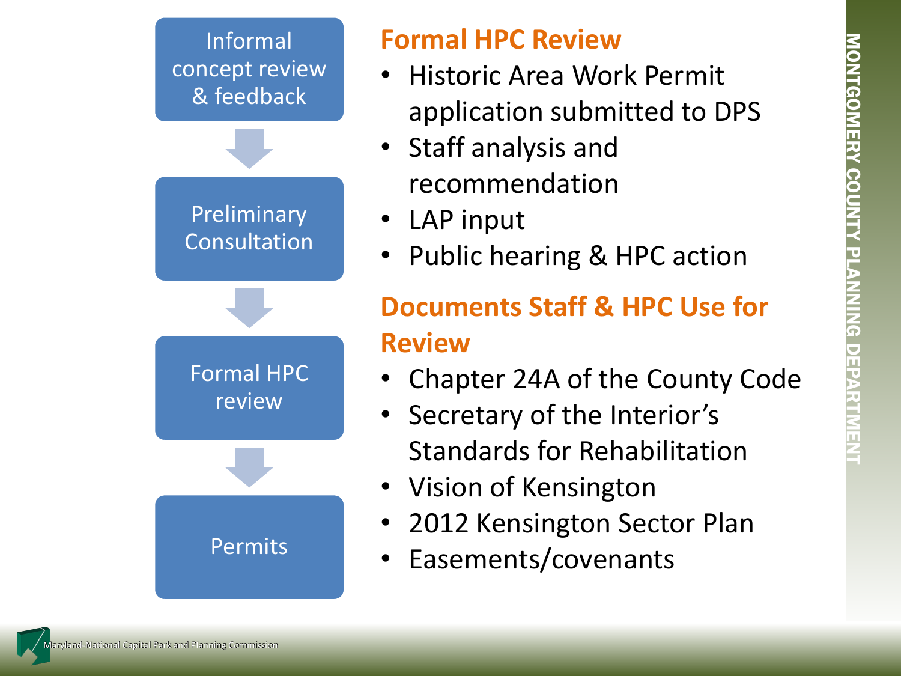Informal concept review & feedback

Preliminary Consultation

Formal HPC review

Permits

## Formal HPC Review

- Historic Area Work Permit application submitted to DPS
- Staff analysis and recommendation
- LAP input
- Public hearing & HPC action

## Documents Staff & HPC Use for Review

- Chapter 24A of the County Code
- Secretary of the Interior's Standards for Rehabilitation
- Vision of Kensington
- 2012 Kensington Sector Plan
- Easements/covenants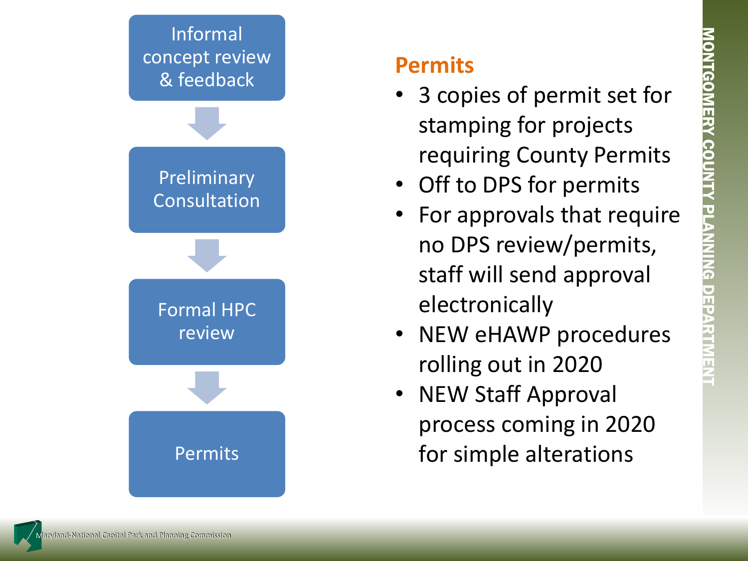Informal concept review & feedback

Preliminary Consultation

Formal HPC review

Permits

## Permits

- 3 copies of permit set for stamping for projects requiring County Permits
- Off to DPS for permits
- For approvals that require no DPS review/permits, staff will send approval electronically
- NEW eHAWP procedures rolling out in 2020
- NEW Staff Approval process coming in 2020 for simple alterations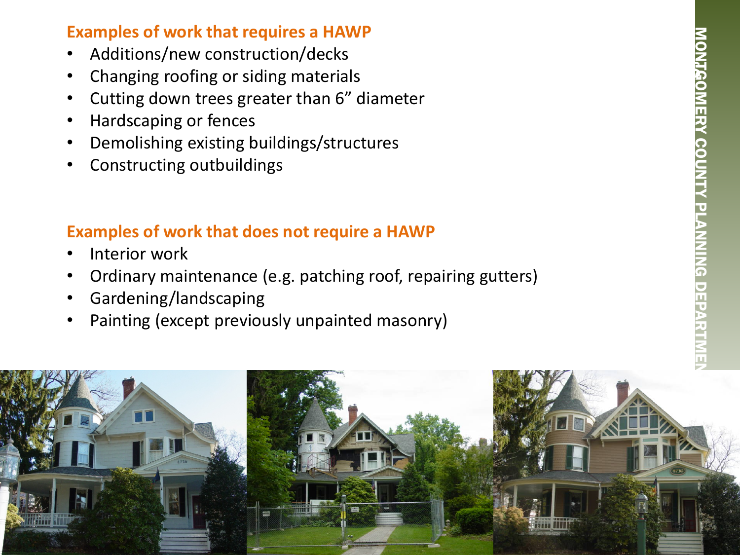### Examples of work that requires a HAWP

- Additions/new construction/decks
- Changing roofing or siding materials
- Cutting down trees greater than 6” diameter
- Hardscaping or fences
- Demolishing existing buildings/structures
- Constructing outbuildings

### Examples of work that does not require a HAWP

- Interior work
- Ordinary maintenance (e.g. patching roof, repairing gutters)
- Gardening/landscaping
- Painting (except previously unpainted masonry)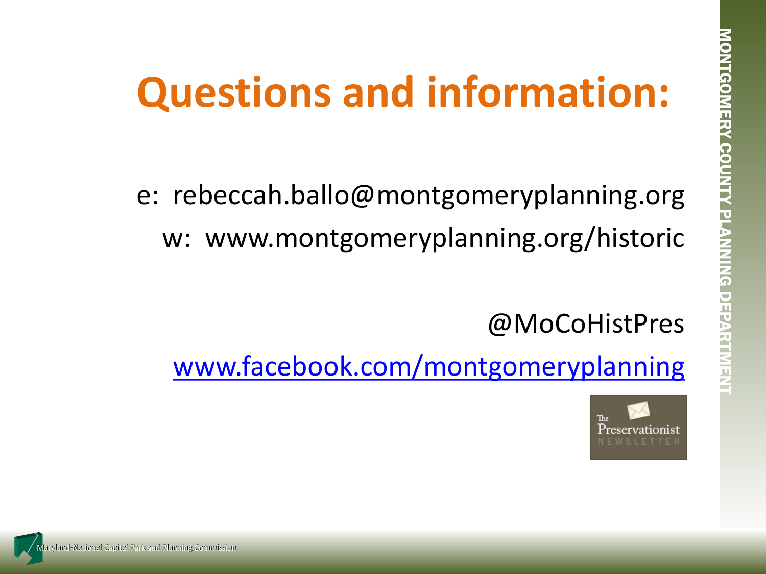# Questions and information:

e: rebeccah.ballo@montgomeryplanning.org

w: www.montgomeryplanning.org/historic

@MoCoHistPres

[www.facebook.com/montgomeryplanning](http://www.facebook.com/montgomeryplanning)

The Preservationist NEWSLETTER